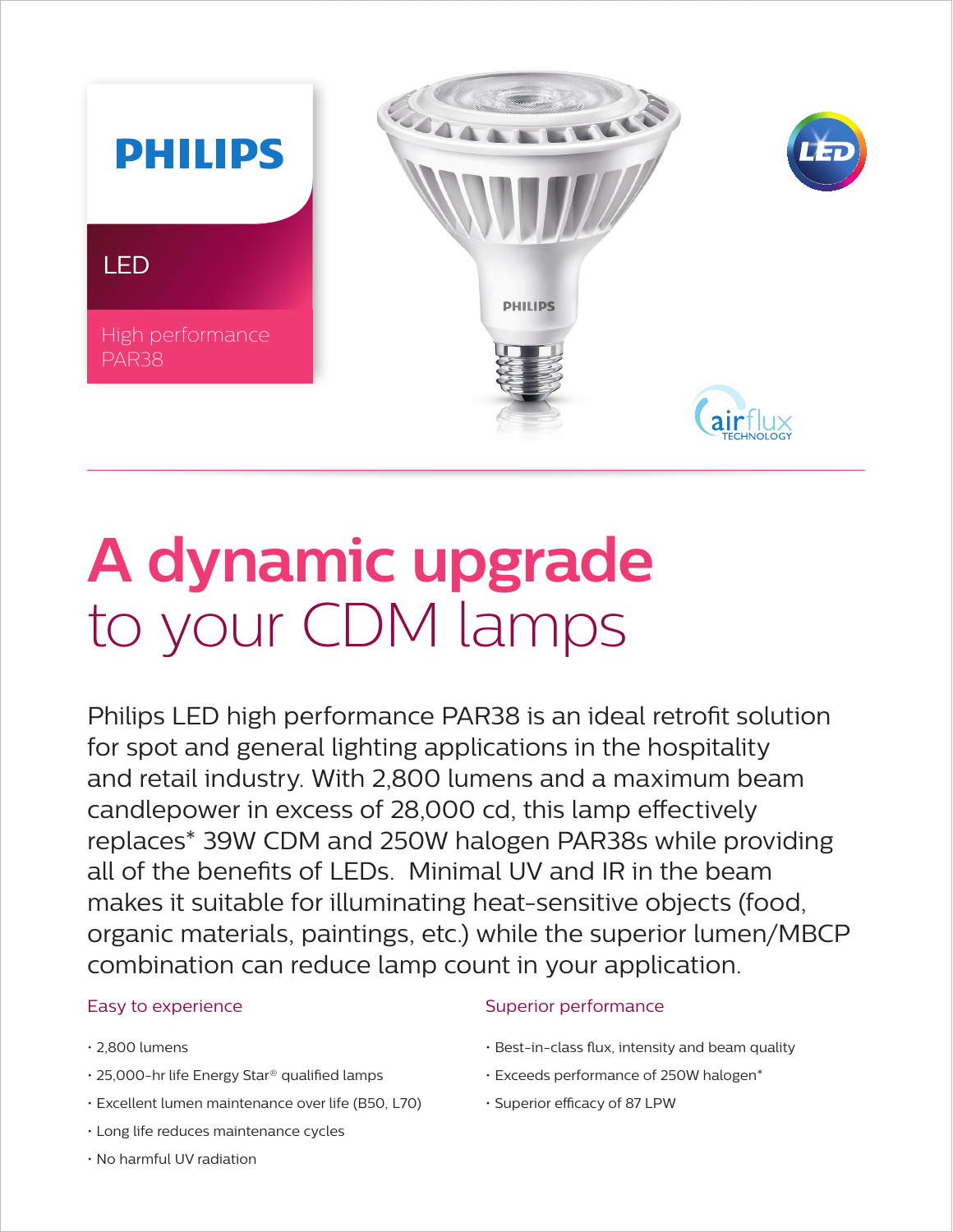PHILIPS

LED

High performance PAR38

airflux TECHNOLOGY

# A dynamic upgrade to your CDM lamps

Philips LED high performance PAR38 is an ideal retrofit solution for spot and general lighting applications in the hospitality and retail industry. With 2,800 lumens and a maximum beam candlepower in excess of 28,000 cd, this lamp effectively replaces* 39W CDM and 250W halogen PAR38s while providing all of the benefits of LEDs. Minimal UV and IR in the beam makes it suitable for illuminating heat-sensitive objects (food, organic materials, paintings, etc.) while the superior lumen/MBCP combination can reduce lamp count in your application.

### Easy to experience

- 2,800 lumens
- 25,000-hr life Energy Star® qualified lamps
- Excellent lumen maintenance over life (B50, L70)
- Long life reduces maintenance cycles
- No harmful UV radiation

### Superior performance

- Best-in-class flux, intensity and beam quality
- Exceeds performance of 250W halogen*
- Superior efficacy of 87 LPW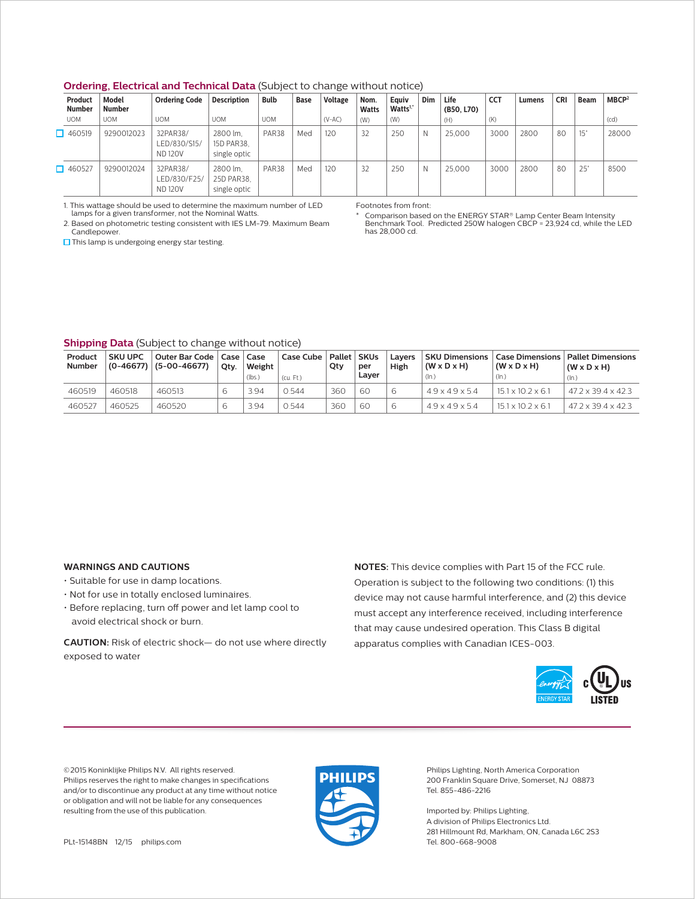## **Ordering, Electrical and Technical Data** (Subject to change without notice)

| Product Number | Model Number | Ordering Code | Description | Bulb | Base | Voltage | Nom. Watts | Equiv Watts[1,*] | Dim | Life (B50, L70) | CCT | Lumens | CRI | Beam | MBCP[2] |
|---|---|---|---|---|---|---|---|---|---|---|---|---|---|---|---|
| UOM | UOM | UOM | UOM | UOM | | (V-AC) | (W) | (W) | | (H) | (K) | | | | (cd) |
| ☐ 460519 | 9290012023 | 32PAR38/ LED/830/S15/ ND 120V | 2800 lm, 15D PAR38, single optic | PAR38 | Med | 120 | 32 | 250 | N | 25,000 | 3000 | 2800 | 80 | 15° | 28000 |
| ☐ 460527 | 9290012024 | 32PAR38/ LED/830/F25/ ND 120V | 2800 lm, 25D PAR38, single optic | PAR38 | Med | 120 | 32 | 250 | N | 25,000 | 3000 | 2800 | 80 | 25° | 8500 |

1. This wattage should be used to determine the maximum number of LED lamps for a given transformer, not the Nominal Watts.
2. Based on photometric testing consistent with IES LM-79. Maximum Beam Candlepower.

☐ This lamp is undergoing energy star testing.

Footnotes from front:

\* Comparison based on the ENERGY STAR® Lamp Center Beam Intensity Benchmark Tool. Predicted 250W halogen CBCP = 23,924 cd, while the LED has 28,000 cd.

## **Shipping Data** (Subject to change without notice)

| Product Number | SKU UPC (0-46677) | Outer Bar Code (5-00-46677) | Case Qty. | Case Weight (lbs.) | Case Cube (cu. Ft.) | Pallet Qty | SKUs per Layer | Layers High | SKU Dimensions (W x D x H) (In.) | Case Dimensions (W x D x H) (In.) | Pallet Dimensions (W x D x H) (In.) |
|---|---|---|---|---|---|---|---|---|---|---|---|
| 460519 | 460518 | 460513 | 6 | 3.94 | 0.544 | 360 | 60 | 6 | 4.9 x 4.9 x 5.4 | 15.1 x 10.2 x 6.1 | 47.2 x 39.4 x 42.3 |
| 460527 | 460525 | 460520 | 6 | 3.94 | 0.544 | 360 | 60 | 6 | 4.9 x 4.9 x 5.4 | 15.1 x 10.2 x 6.1 | 47.2 x 39.4 x 42.3 |

**WARNINGS AND CAUTIONS**

- Suitable for use in damp locations.
- Not for use in totally enclosed luminaires.
- Before replacing, turn off power and let lamp cool to avoid electrical shock or burn.

**CAUTION:** Risk of electric shock— do not use where directly exposed to water

**NOTES:** This device complies with Part 15 of the FCC rule. Operation is subject to the following two conditions: (1) this device may not cause harmful interference, and (2) this device must accept any interference received, including interference that may cause undesired operation. This Class B digital apparatus complies with Canadian ICES-003.

©2015 Koninklijke Philips N.V. All rights reserved. Philips reserves the right to make changes in specifications and/or to discontinue any product at any time without notice or obligation and will not be liable for any consequences resulting from the use of this publication.

PLt-15148BN 12/15 philips.com

Philips Lighting, North America Corporation
200 Franklin Square Drive, Somerset, NJ 08873
Tel. 855-486-2216

Imported by: Philips Lighting,
A division of Philips Electronics Ltd.
281 Hillmount Rd, Markham, ON, Canada L6C 2S3
Tel. 800-668-9008